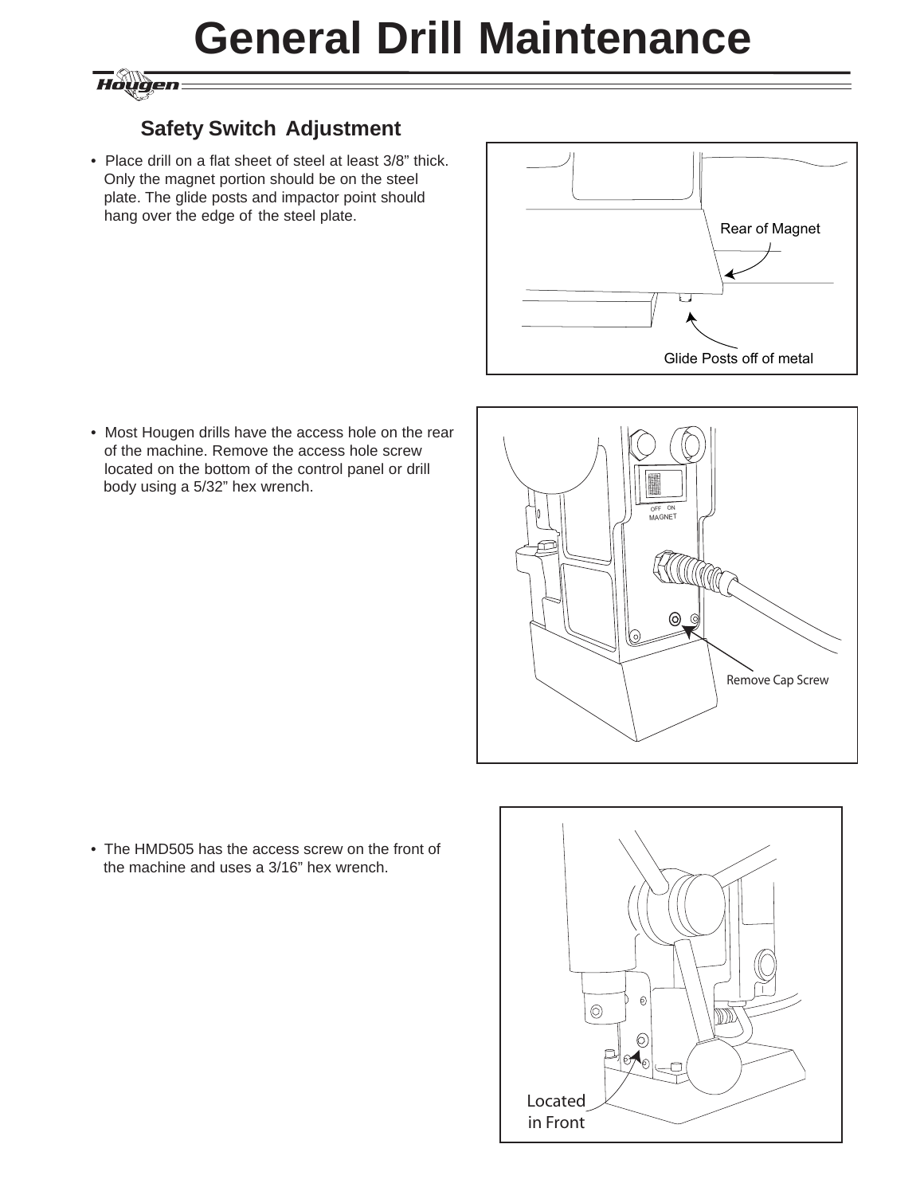# General Drill Maintenance

## Safety Switch Adjustment

- Place drill on a flat sheet of steel at least 3/8" thick. Only the magnet portion should be on the steel plate. The glide posts and impactor point should hang over the edge of the steel plate.

- Most Hougen drills have the access hole on the rear of the machine. Remove the access hole screw located on the bottom of the control panel or drill body using a 5/32" hex wrench.

- The HMD505 has the access screw on the front of the machine and uses a 3/16" hex wrench.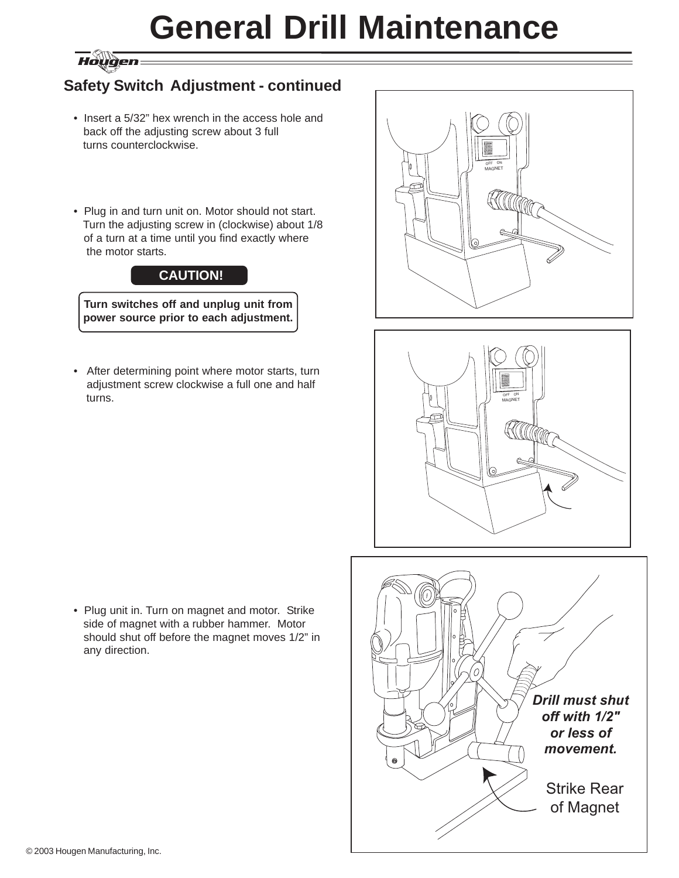# General Drill Maintenance

## Safety Switch Adjustment - continued

- Insert a 5/32" hex wrench in the access hole and back off the adjusting screw about 3 full turns counterclockwise.

- Plug in and turn unit on. Motor should not start. Turn the adjusting screw in (clockwise) about 1/8 of a turn at a time until you find exactly where the motor starts.

**CAUTION!**

**Turn switches off and unplug unit from power source prior to each adjustment.**

- After determining point where motor starts, turn adjustment screw clockwise a full one and half turns.

- Plug unit in. Turn on magnet and motor. Strike side of magnet with a rubber hammer. Motor should shut off before the magnet moves 1/2" in any direction.

OFF ON
MAGNET

***Drill must shut off with 1/2" or less of movement.***

Strike Rear of Magnet

© 2003 Hougen Manufacturing, Inc.